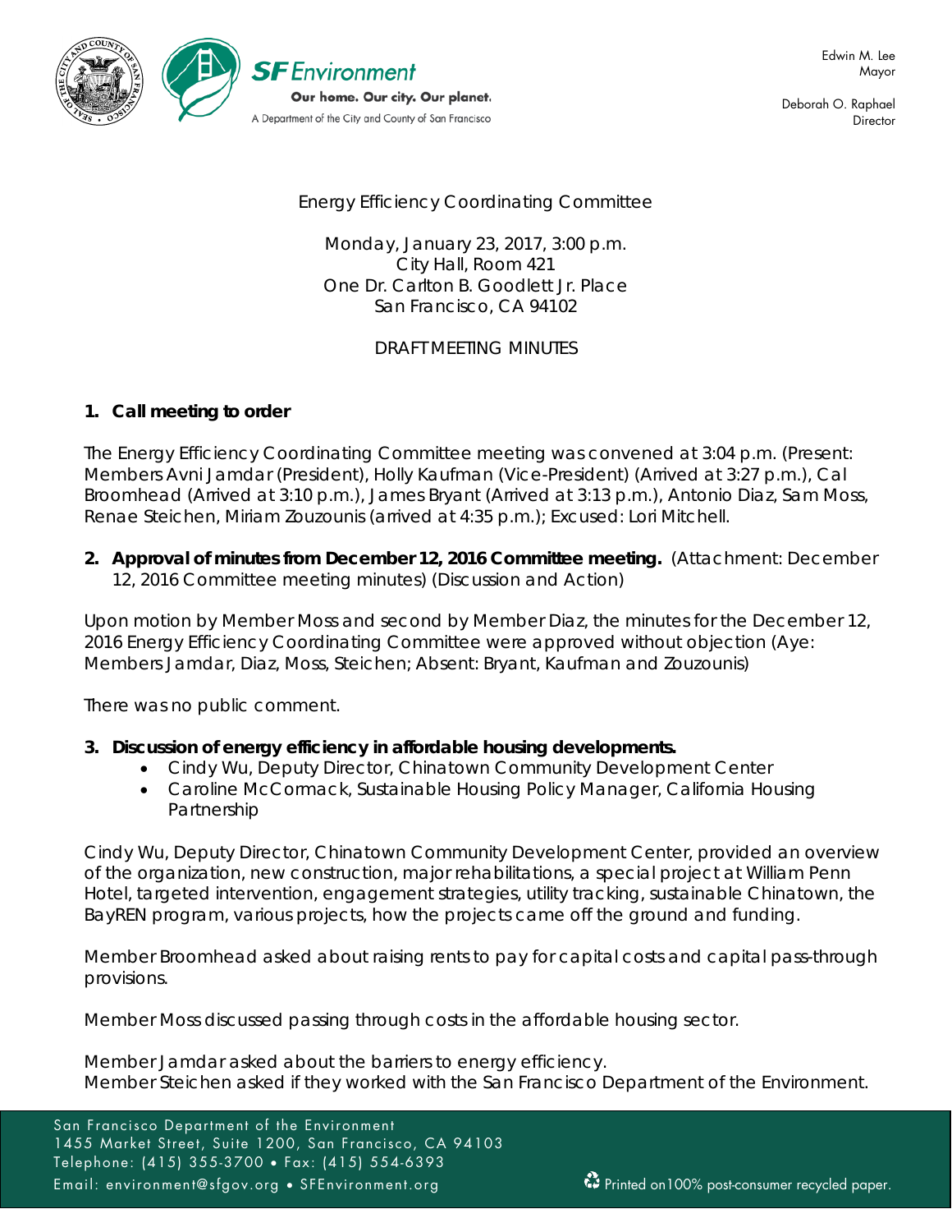Edwin M. Lee
Mayor

Deborah O. Raphael
Director

Energy Efficiency Coordinating Committee

Monday, January 23, 2017, 3:00 p.m.
City Hall, Room 421
One Dr. Carlton B. Goodlett Jr. Place
San Francisco, CA 94102

DRAFT MEETING MINUTES

1. **Call meeting to order**

The Energy Efficiency Coordinating Committee meeting was convened at 3:04 p.m. (Present: Members Avni Jamdar (President), Holly Kaufman (Vice-President) (Arrived at 3:27 p.m.), Cal Broomhead (Arrived at 3:10 p.m.), James Bryant (Arrived at 3:13 p.m.), Antonio Diaz, Sam Moss, Renae Steichen, Miriam Zouzounis (arrived at 4:35 p.m.); Excused: Lori Mitchell.

2. **Approval of minutes from December 12, 2016 Committee meeting.** (Attachment: December 12, 2016 Committee meeting minutes) (Discussion and Action)

Upon motion by Member Moss and second by Member Diaz, the minutes for the December 12, 2016 Energy Efficiency Coordinating Committee were approved without objection (Aye: Members Jamdar, Diaz, Moss, Steichen; Absent: Bryant, Kaufman and Zouzounis)

There was no public comment.

3. **Discussion of energy efficiency in affordable housing developments.**
   - Cindy Wu, Deputy Director, Chinatown Community Development Center
   - Caroline McCormack, Sustainable Housing Policy Manager, California Housing Partnership

Cindy Wu, Deputy Director, Chinatown Community Development Center, provided an overview of the organization, new construction, major rehabilitations, a special project at William Penn Hotel, targeted intervention, engagement strategies, utility tracking, sustainable Chinatown, the BayREN program, various projects, how the projects came off the ground and funding.

Member Broomhead asked about raising rents to pay for capital costs and capital pass-through provisions.

Member Moss discussed passing through costs in the affordable housing sector.

Member Jamdar asked about the barriers to energy efficiency.
Member Steichen asked if they worked with the San Francisco Department of the Environment.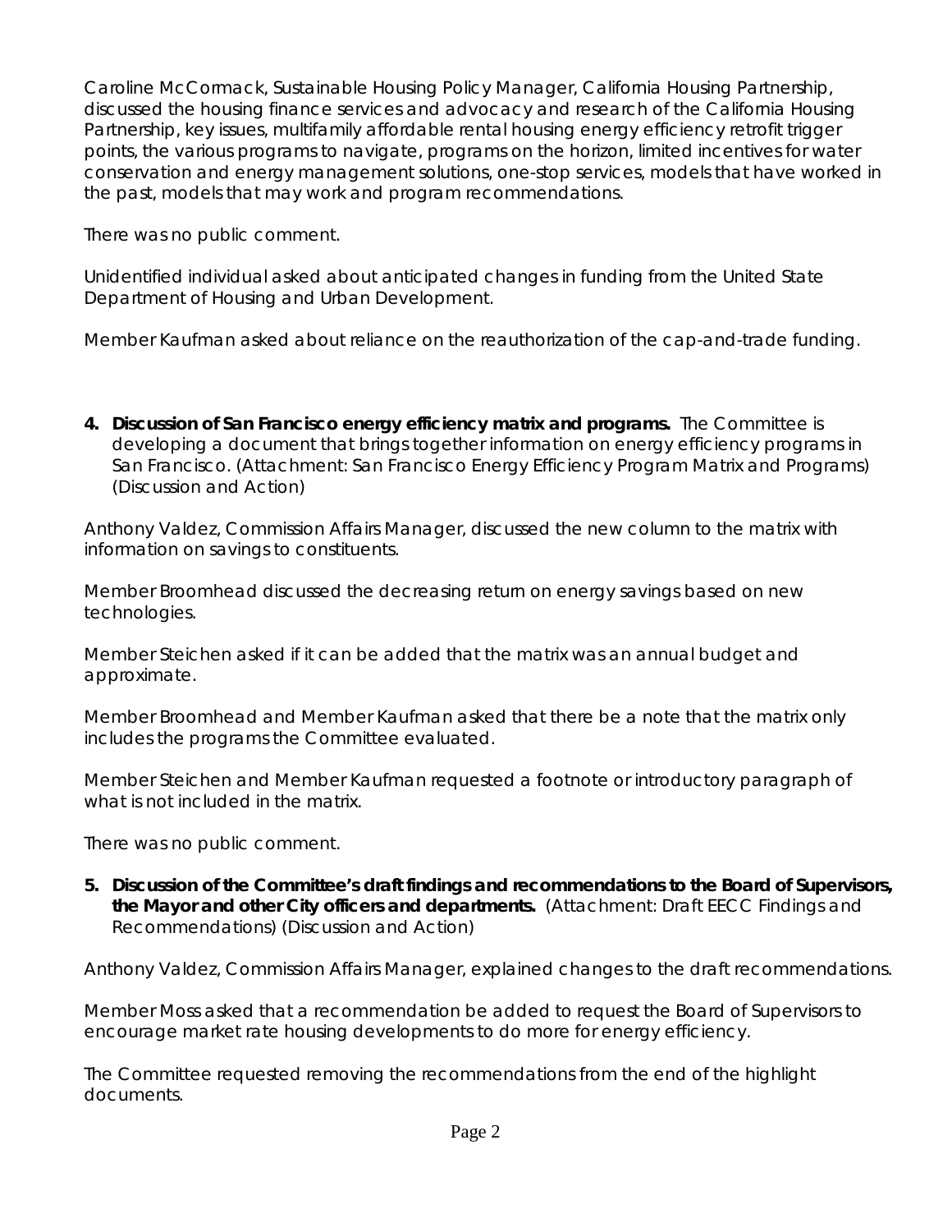Caroline McCormack, Sustainable Housing Policy Manager, California Housing Partnership, discussed the housing finance services and advocacy and research of the California Housing Partnership, key issues, multifamily affordable rental housing energy efficiency retrofit trigger points, the various programs to navigate, programs on the horizon, limited incentives for water conservation and energy management solutions, one-stop services, models that have worked in the past, models that may work and program recommendations.

There was no public comment.

Unidentified individual asked about anticipated changes in funding from the United State Department of Housing and Urban Development.

Member Kaufman asked about reliance on the reauthorization of the cap-and-trade funding.

4. **Discussion of San Francisco energy efficiency matrix and programs.** The Committee is developing a document that brings together information on energy efficiency programs in San Francisco. (Attachment: San Francisco Energy Efficiency Program Matrix and Programs) (Discussion and Action)

Anthony Valdez, Commission Affairs Manager, discussed the new column to the matrix with information on savings to constituents.

Member Broomhead discussed the decreasing return on energy savings based on new technologies.

Member Steichen asked if it can be added that the matrix was an annual budget and approximate.

Member Broomhead and Member Kaufman asked that there be a note that the matrix only includes the programs the Committee evaluated.

Member Steichen and Member Kaufman requested a footnote or introductory paragraph of what is not included in the matrix.

There was no public comment.

5. **Discussion of the Committee's draft findings and recommendations to the Board of Supervisors, the Mayor and other City officers and departments.** (Attachment: Draft EECC Findings and Recommendations) (Discussion and Action)

Anthony Valdez, Commission Affairs Manager, explained changes to the draft recommendations.

Member Moss asked that a recommendation be added to request the Board of Supervisors to encourage market rate housing developments to do more for energy efficiency.

The Committee requested removing the recommendations from the end of the highlight documents.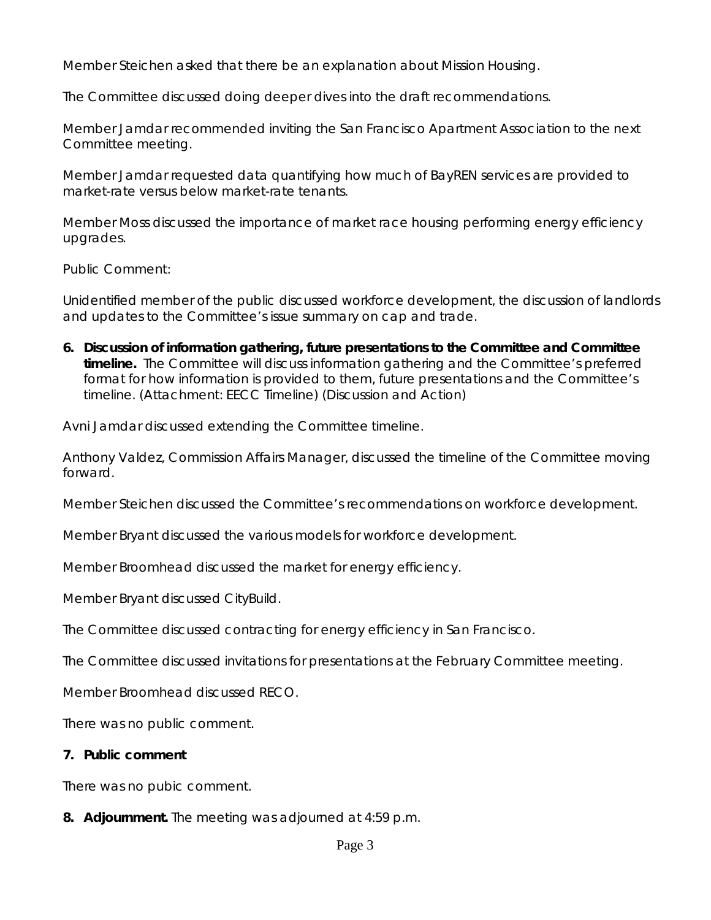Member Steichen asked that there be an explanation about Mission Housing.

The Committee discussed doing deeper dives into the draft recommendations.

Member Jamdar recommended inviting the San Francisco Apartment Association to the next Committee meeting.

Member Jamdar requested data quantifying how much of BayREN services are provided to market-rate versus below market-rate tenants.

Member Moss discussed the importance of market race housing performing energy efficiency upgrades.

Public Comment:

Unidentified member of the public discussed workforce development, the discussion of landlords and updates to the Committee's issue summary on cap and trade.

6. **Discussion of information gathering, future presentations to the Committee and Committee timeline.** The Committee will discuss information gathering and the Committee's preferred format for how information is provided to them, future presentations and the Committee's timeline. (Attachment: EECC Timeline) (Discussion and Action)

Avni Jamdar discussed extending the Committee timeline.

Anthony Valdez, Commission Affairs Manager, discussed the timeline of the Committee moving forward.

Member Steichen discussed the Committee's recommendations on workforce development.

Member Bryant discussed the various models for workforce development.

Member Broomhead discussed the market for energy efficiency.

Member Bryant discussed CityBuild.

The Committee discussed contracting for energy efficiency in San Francisco.

The Committee discussed invitations for presentations at the February Committee meeting.

Member Broomhead discussed RECO.

There was no public comment.

7. **Public comment**

There was no pubic comment.

8. **Adjournment.** The meeting was adjourned at 4:59 p.m.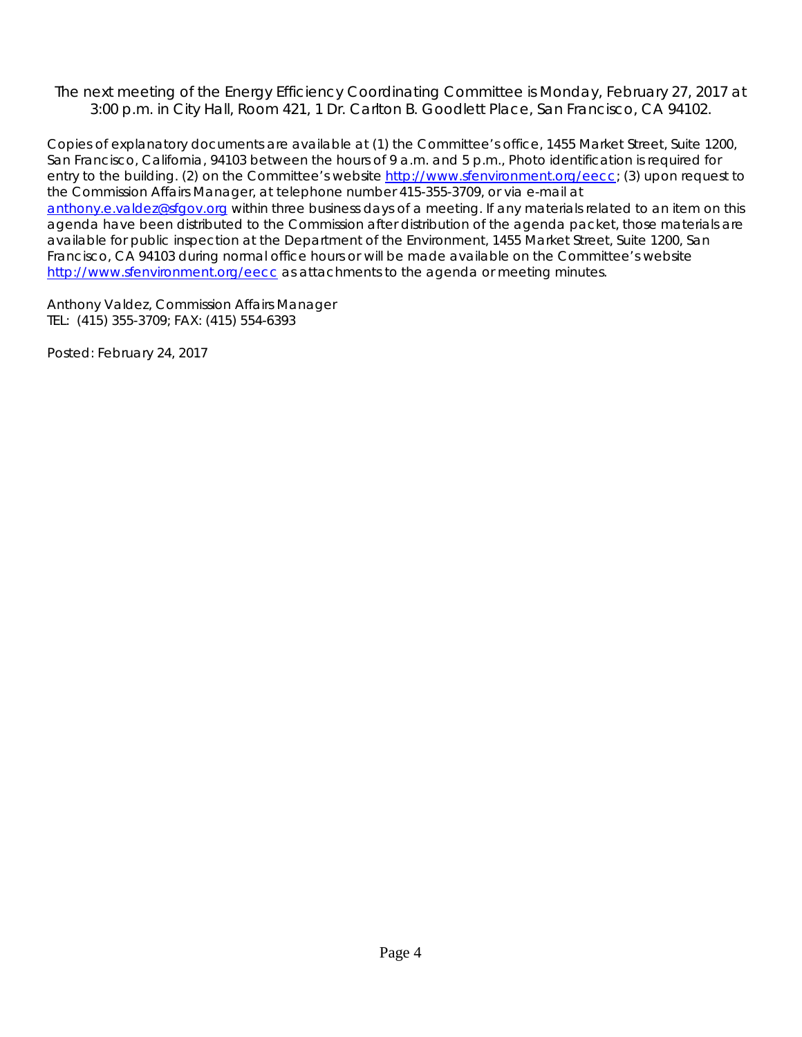The next meeting of the Energy Efficiency Coordinating Committee is Monday, February 27, 2017 at 3:00 p.m. in City Hall, Room 421, 1 Dr. Carlton B. Goodlett Place, San Francisco, CA 94102.

Copies of explanatory documents are available at (1) the Committee's office, 1455 Market Street, Suite 1200, San Francisco, California, 94103 between the hours of 9 a.m. and 5 p.m., Photo identification is required for entry to the building. (2) on the Committee's website http://www.sfenvironment.org/eecc; (3) upon request to the Commission Affairs Manager, at telephone number 415-355-3709, or via e-mail at anthony.e.valdez@sfgov.org within three business days of a meeting. If any materials related to an item on this agenda have been distributed to the Commission after distribution of the agenda packet, those materials are available for public inspection at the Department of the Environment, 1455 Market Street, Suite 1200, San Francisco, CA 94103 during normal office hours or will be made available on the Committee's website http://www.sfenvironment.org/eecc as attachments to the agenda or meeting minutes.

Anthony Valdez, Commission Affairs Manager
TEL: (415) 355-3709; FAX: (415) 554-6393

Posted: February 24, 2017